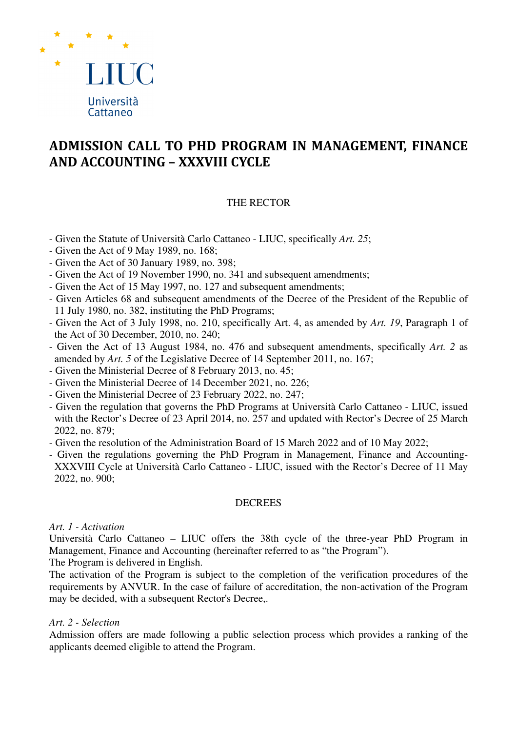LIUC

Università Cattaneo

# ADMISSION CALL TO PHD PROGRAM IN MANAGEMENT, FINANCE AND ACCOUNTING – XXXVIII CYCLE

THE RECTOR

- Given the Statute of Università Carlo Cattaneo - LIUC, specifically *Art. 25*;
- Given the Act of 9 May 1989, no. 168;
- Given the Act of 30 January 1989, no. 398;
- Given the Act of 19 November 1990, no. 341 and subsequent amendments;
- Given the Act of 15 May 1997, no. 127 and subsequent amendments;
- Given Articles 68 and subsequent amendments of the Decree of the President of the Republic of 11 July 1980, no. 382, instituting the PhD Programs;
- Given the Act of 3 July 1998, no. 210, specifically Art. 4, as amended by *Art. 19*, Paragraph 1 of the Act of 30 December, 2010, no. 240;
- Given the Act of 13 August 1984, no. 476 and subsequent amendments, specifically *Art. 2* as amended by *Art. 5* of the Legislative Decree of 14 September 2011, no. 167;
- Given the Ministerial Decree of 8 February 2013, no. 45;
- Given the Ministerial Decree of 14 December 2021, no. 226;
- Given the Ministerial Decree of 23 February 2022, no. 247;
- Given the regulation that governs the PhD Programs at Università Carlo Cattaneo - LIUC, issued with the Rector's Decree of 23 April 2014, no. 257 and updated with Rector's Decree of 25 March 2022, no. 879;
- Given the resolution of the Administration Board of 15 March 2022 and of 10 May 2022;
- Given the regulations governing the PhD Program in Management, Finance and Accounting-XXXVIII Cycle at Università Carlo Cattaneo - LIUC, issued with the Rector's Decree of 11 May 2022, no. 900;

DECREES

*Art. 1 - Activation*

Università Carlo Cattaneo – LIUC offers the 38th cycle of the three-year PhD Program in Management, Finance and Accounting (hereinafter referred to as "the Program").

The Program is delivered in English.

The activation of the Program is subject to the completion of the verification procedures of the requirements by ANVUR. In the case of failure of accreditation, the non-activation of the Program may be decided, with a subsequent Rector's Decree,.

*Art. 2 - Selection*

Admission offers are made following a public selection process which provides a ranking of the applicants deemed eligible to attend the Program.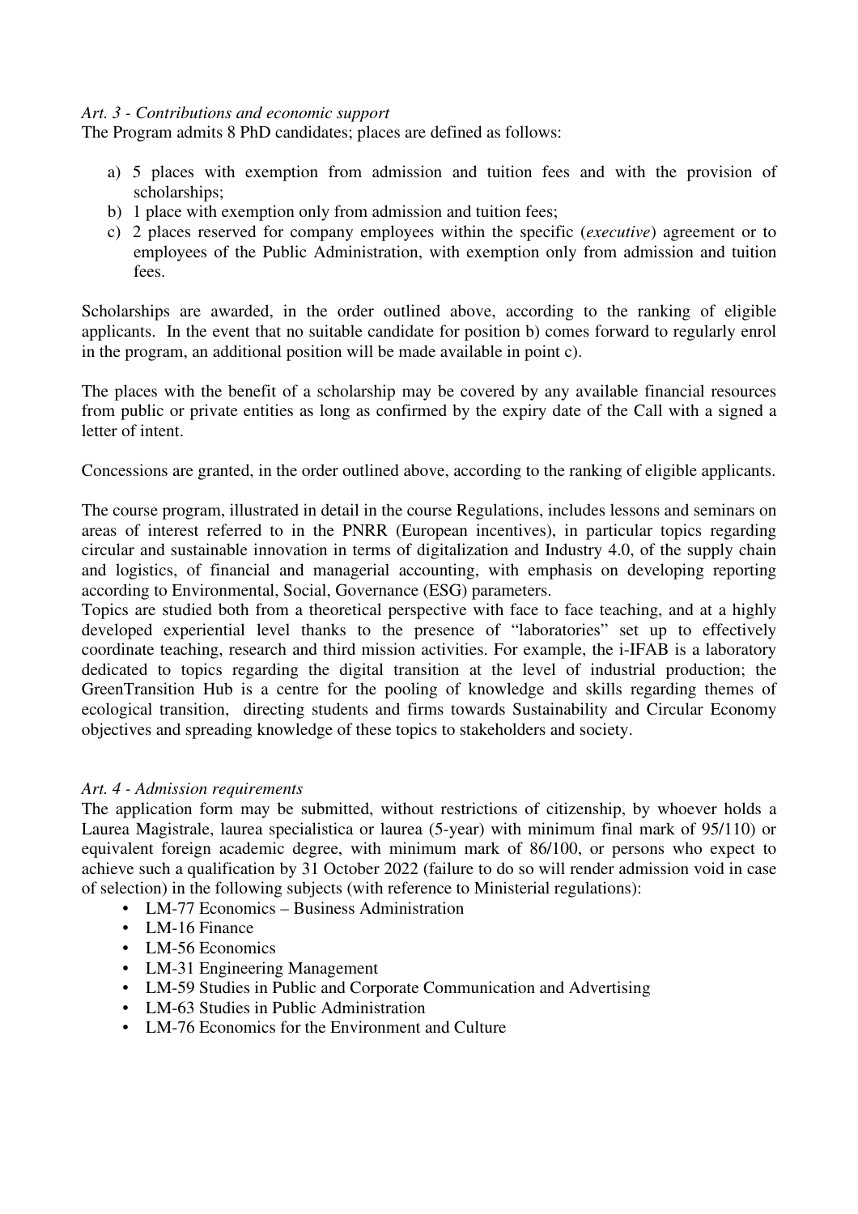*Art. 3 - Contributions and economic support*

The Program admits 8 PhD candidates; places are defined as follows:

a) 5 places with exemption from admission and tuition fees and with the provision of scholarships;
b) 1 place with exemption only from admission and tuition fees;
c) 2 places reserved for company employees within the specific (*executive*) agreement or to employees of the Public Administration, with exemption only from admission and tuition fees.

Scholarships are awarded, in the order outlined above, according to the ranking of eligible applicants. In the event that no suitable candidate for position b) comes forward to regularly enrol in the program, an additional position will be made available in point c).

The places with the benefit of a scholarship may be covered by any available financial resources from public or private entities as long as confirmed by the expiry date of the Call with a signed a letter of intent.

Concessions are granted, in the order outlined above, according to the ranking of eligible applicants.

The course program, illustrated in detail in the course Regulations, includes lessons and seminars on areas of interest referred to in the PNRR (European incentives), in particular topics regarding circular and sustainable innovation in terms of digitalization and Industry 4.0, of the supply chain and logistics, of financial and managerial accounting, with emphasis on developing reporting according to Environmental, Social, Governance (ESG) parameters.
Topics are studied both from a theoretical perspective with face to face teaching, and at a highly developed experiential level thanks to the presence of "laboratories" set up to effectively coordinate teaching, research and third mission activities. For example, the i-IFAB is a laboratory dedicated to topics regarding the digital transition at the level of industrial production; the GreenTransition Hub is a centre for the pooling of knowledge and skills regarding themes of ecological transition, directing students and firms towards Sustainability and Circular Economy objectives and spreading knowledge of these topics to stakeholders and society.

*Art. 4 - Admission requirements*

The application form may be submitted, without restrictions of citizenship, by whoever holds a Laurea Magistrale, laurea specialistica or laurea (5-year) with minimum final mark of 95/110) or equivalent foreign academic degree, with minimum mark of 86/100, or persons who expect to achieve such a qualification by 31 October 2022 (failure to do so will render admission void in case of selection) in the following subjects (with reference to Ministerial regulations):

- LM-77 Economics – Business Administration
- LM-16 Finance
- LM-56 Economics
- LM-31 Engineering Management
- LM-59 Studies in Public and Corporate Communication and Advertising
- LM-63 Studies in Public Administration
- LM-76 Economics for the Environment and Culture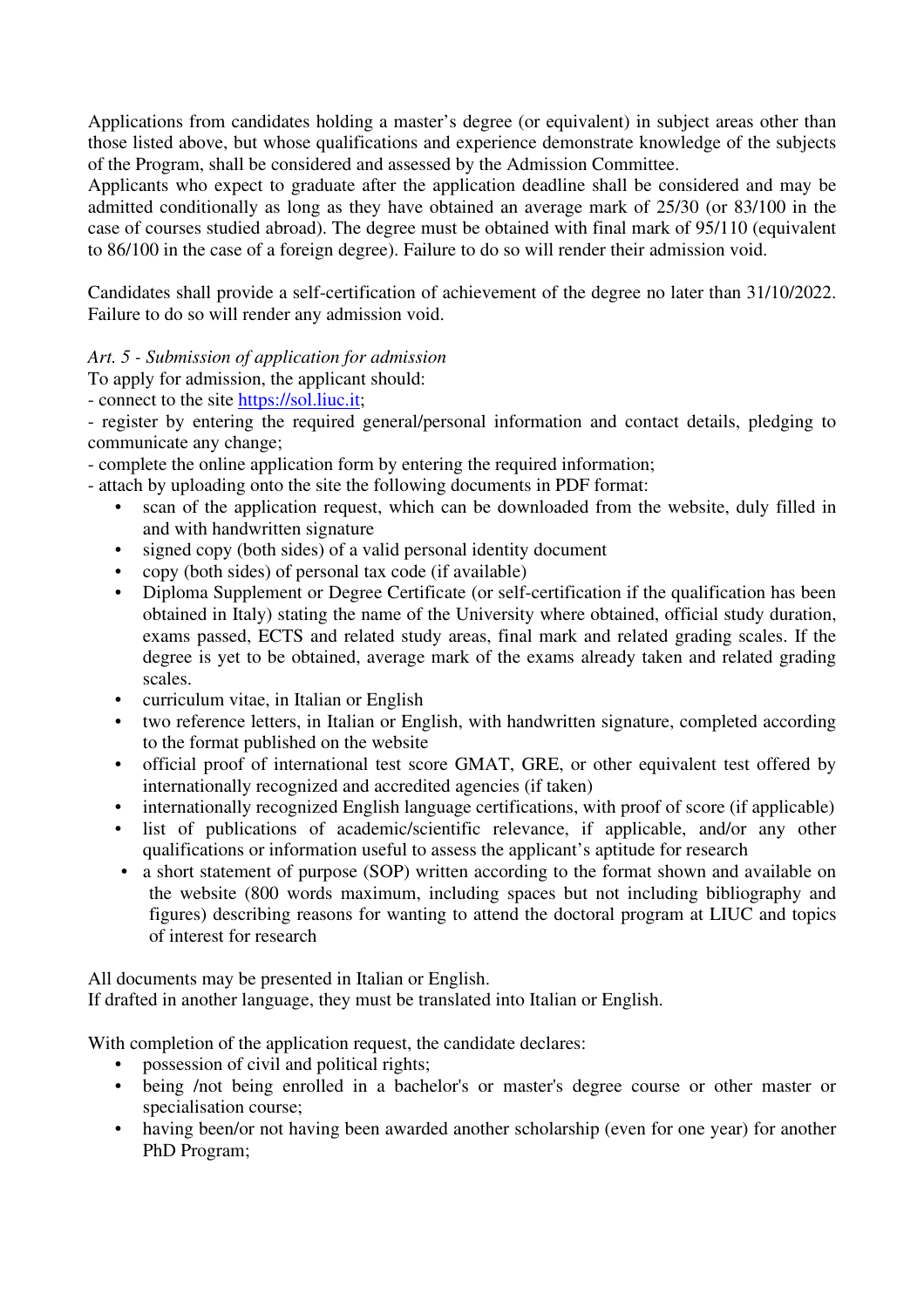Applications from candidates holding a master's degree (or equivalent) in subject areas other than those listed above, but whose qualifications and experience demonstrate knowledge of the subjects of the Program, shall be considered and assessed by the Admission Committee.
Applicants who expect to graduate after the application deadline shall be considered and may be admitted conditionally as long as they have obtained an average mark of 25/30 (or 83/100 in the case of courses studied abroad). The degree must be obtained with final mark of 95/110 (equivalent to 86/100 in the case of a foreign degree). Failure to do so will render their admission void.

Candidates shall provide a self-certification of achievement of the degree no later than 31/10/2022. Failure to do so will render any admission void.

*Art. 5 - Submission of application for admission*

To apply for admission, the applicant should:

- connect to the site https://sol.liuc.it;
- register by entering the required general/personal information and contact details, pledging to communicate any change;
- complete the online application form by entering the required information;
- attach by uploading onto the site the following documents in PDF format:
  - scan of the application request, which can be downloaded from the website, duly filled in and with handwritten signature
  - signed copy (both sides) of a valid personal identity document
  - copy (both sides) of personal tax code (if available)
  - Diploma Supplement or Degree Certificate (or self-certification if the qualification has been obtained in Italy) stating the name of the University where obtained, official study duration, exams passed, ECTS and related study areas, final mark and related grading scales. If the degree is yet to be obtained, average mark of the exams already taken and related grading scales.
  - curriculum vitae, in Italian or English
  - two reference letters, in Italian or English, with handwritten signature, completed according to the format published on the website
  - official proof of international test score GMAT, GRE, or other equivalent test offered by internationally recognized and accredited agencies (if taken)
  - internationally recognized English language certifications, with proof of score (if applicable)
  - list of publications of academic/scientific relevance, if applicable, and/or any other qualifications or information useful to assess the applicant's aptitude for research
  - a short statement of purpose (SOP) written according to the format shown and available on the website (800 words maximum, including spaces but not including bibliography and figures) describing reasons for wanting to attend the doctoral program at LIUC and topics of interest for research

All documents may be presented in Italian or English.
If drafted in another language, they must be translated into Italian or English.

With completion of the application request, the candidate declares:

- possession of civil and political rights;
- being /not being enrolled in a bachelor's or master's degree course or other master or specialisation course;
- having been/or not having been awarded another scholarship (even for one year) for another PhD Program;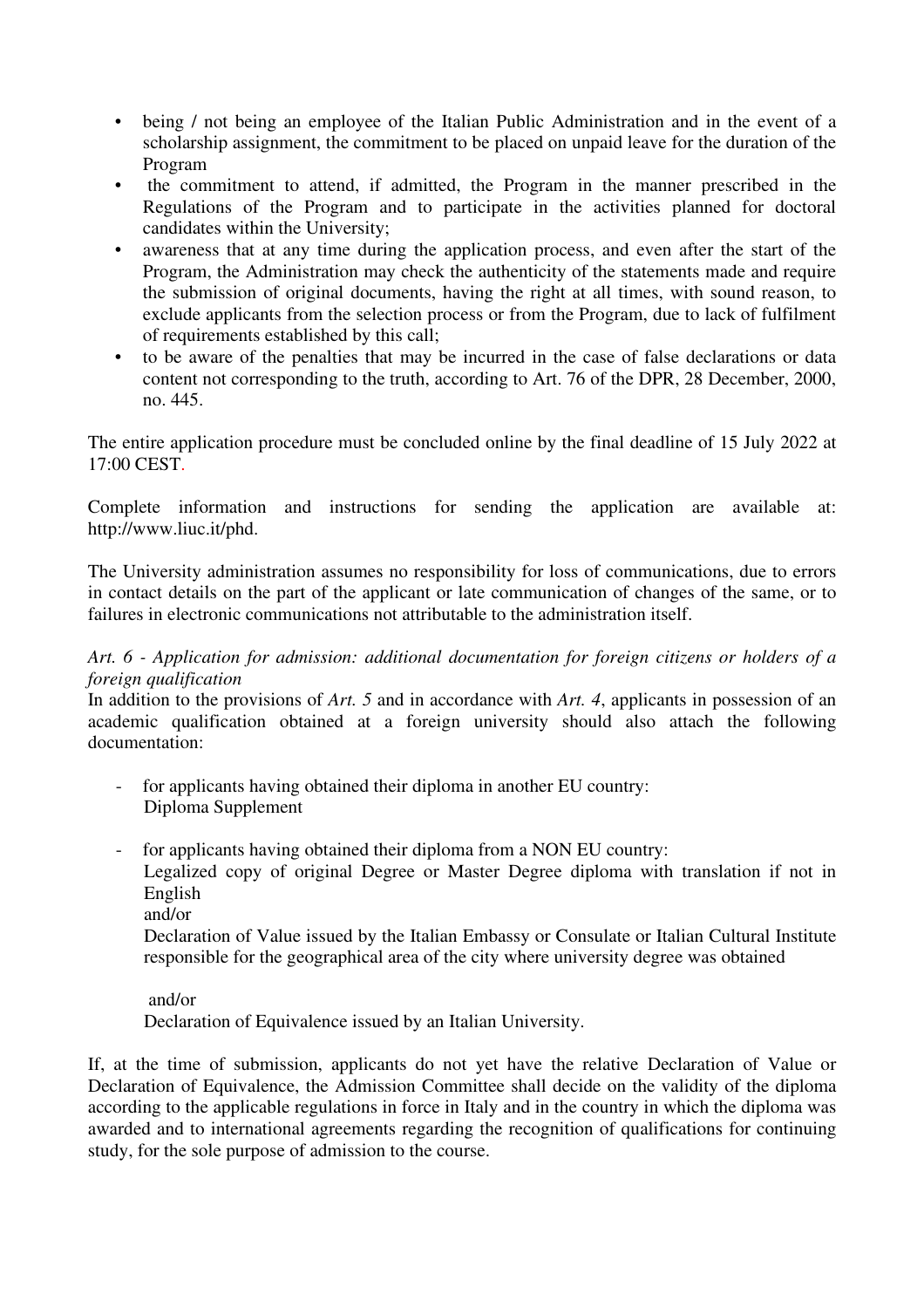- being / not being an employee of the Italian Public Administration and in the event of a scholarship assignment, the commitment to be placed on unpaid leave for the duration of the Program
- the commitment to attend, if admitted, the Program in the manner prescribed in the Regulations of the Program and to participate in the activities planned for doctoral candidates within the University;
- awareness that at any time during the application process, and even after the start of the Program, the Administration may check the authenticity of the statements made and require the submission of original documents, having the right at all times, with sound reason, to exclude applicants from the selection process or from the Program, due to lack of fulfilment of requirements established by this call;
- to be aware of the penalties that may be incurred in the case of false declarations or data content not corresponding to the truth, according to Art. 76 of the DPR, 28 December, 2000, no. 445.

The entire application procedure must be concluded online by the final deadline of 15 July 2022 at 17:00 CEST.

Complete information and instructions for sending the application are available at: http://www.liuc.it/phd.

The University administration assumes no responsibility for loss of communications, due to errors in contact details on the part of the applicant or late communication of changes of the same, or to failures in electronic communications not attributable to the administration itself.

*Art. 6 - Application for admission: additional documentation for foreign citizens or holders of a foreign qualification*

In addition to the provisions of *Art. 5* and in accordance with *Art. 4*, applicants in possession of an academic qualification obtained at a foreign university should also attach the following documentation:

- for applicants having obtained their diploma in another EU country:
  Diploma Supplement

- for applicants having obtained their diploma from a NON EU country:
  Legalized copy of original Degree or Master Degree diploma with translation if not in English
  and/or
  Declaration of Value issued by the Italian Embassy or Consulate or Italian Cultural Institute responsible for the geographical area of the city where university degree was obtained

  and/or
  Declaration of Equivalence issued by an Italian University.

If, at the time of submission, applicants do not yet have the relative Declaration of Value or Declaration of Equivalence, the Admission Committee shall decide on the validity of the diploma according to the applicable regulations in force in Italy and in the country in which the diploma was awarded and to international agreements regarding the recognition of qualifications for continuing study, for the sole purpose of admission to the course.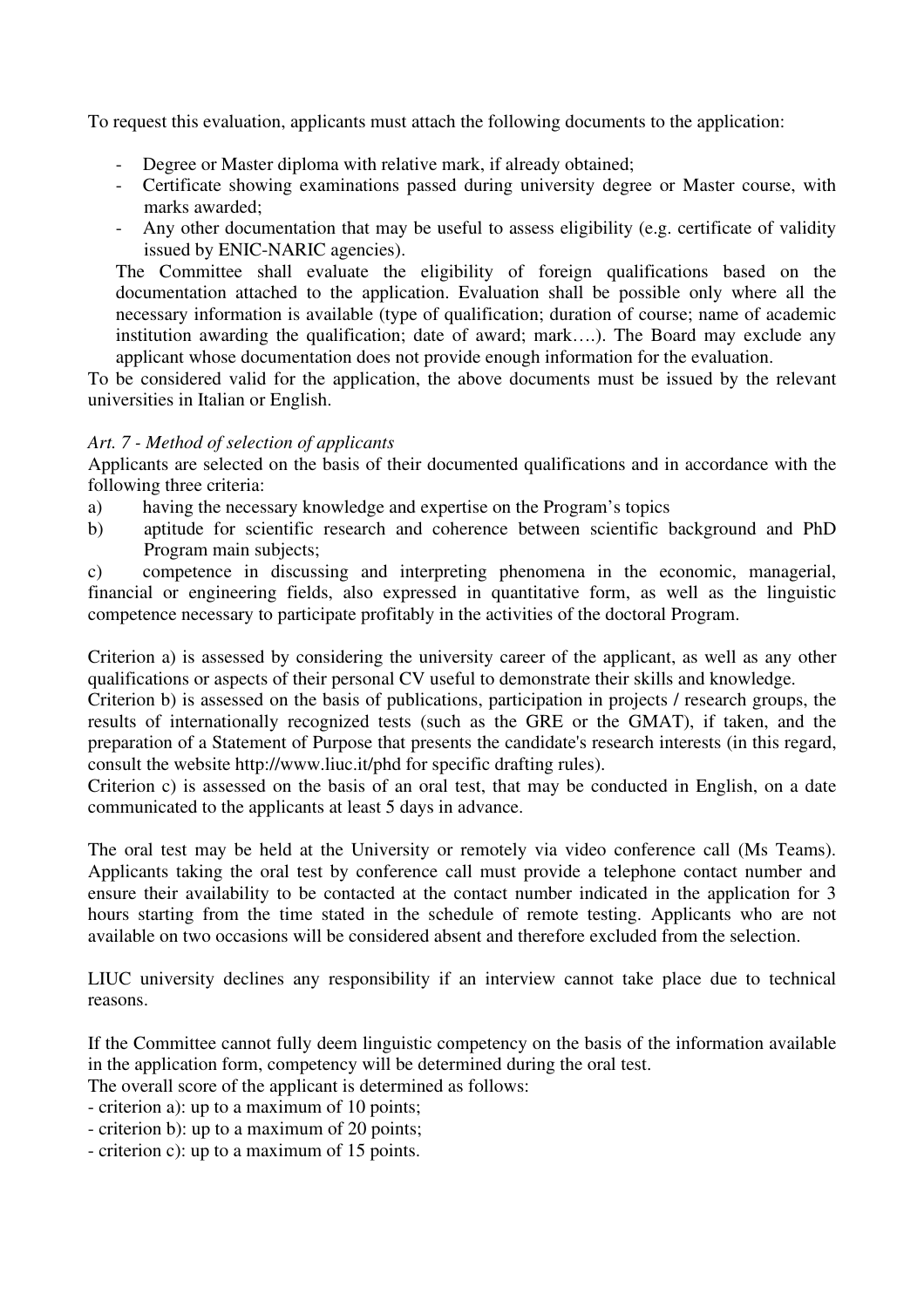To request this evaluation, applicants must attach the following documents to the application:

- Degree or Master diploma with relative mark, if already obtained;
- Certificate showing examinations passed during university degree or Master course, with marks awarded;
- Any other documentation that may be useful to assess eligibility (e.g. certificate of validity issued by ENIC-NARIC agencies).

The Committee shall evaluate the eligibility of foreign qualifications based on the documentation attached to the application. Evaluation shall be possible only where all the necessary information is available (type of qualification; duration of course; name of academic institution awarding the qualification; date of award; mark….). The Board may exclude any applicant whose documentation does not provide enough information for the evaluation.

To be considered valid for the application, the above documents must be issued by the relevant universities in Italian or English.

*Art. 7 - Method of selection of applicants*

Applicants are selected on the basis of their documented qualifications and in accordance with the following three criteria:

a) having the necessary knowledge and expertise on the Program's topics

b) aptitude for scientific research and coherence between scientific background and PhD Program main subjects;

c) competence in discussing and interpreting phenomena in the economic, managerial, financial or engineering fields, also expressed in quantitative form, as well as the linguistic competence necessary to participate profitably in the activities of the doctoral Program.

Criterion a) is assessed by considering the university career of the applicant, as well as any other qualifications or aspects of their personal CV useful to demonstrate their skills and knowledge.

Criterion b) is assessed on the basis of publications, participation in projects / research groups, the results of internationally recognized tests (such as the GRE or the GMAT), if taken, and the preparation of a Statement of Purpose that presents the candidate's research interests (in this regard, consult the website http://www.liuc.it/phd for specific drafting rules).

Criterion c) is assessed on the basis of an oral test, that may be conducted in English, on a date communicated to the applicants at least 5 days in advance.

The oral test may be held at the University or remotely via video conference call (Ms Teams). Applicants taking the oral test by conference call must provide a telephone contact number and ensure their availability to be contacted at the contact number indicated in the application for 3 hours starting from the time stated in the schedule of remote testing. Applicants who are not available on two occasions will be considered absent and therefore excluded from the selection.

LIUC university declines any responsibility if an interview cannot take place due to technical reasons.

If the Committee cannot fully deem linguistic competency on the basis of the information available in the application form, competency will be determined during the oral test.

The overall score of the applicant is determined as follows:

- criterion a): up to a maximum of 10 points;
- criterion b): up to a maximum of 20 points;
- criterion c): up to a maximum of 15 points.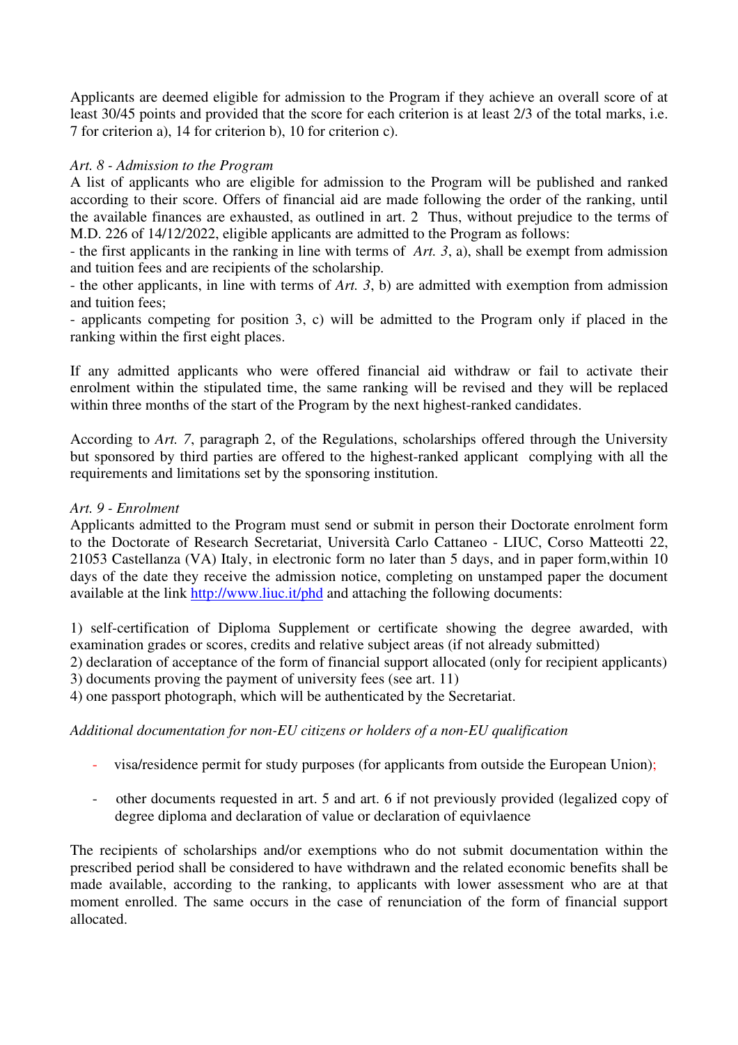Applicants are deemed eligible for admission to the Program if they achieve an overall score of at least 30/45 points and provided that the score for each criterion is at least 2/3 of the total marks, i.e. 7 for criterion a), 14 for criterion b), 10 for criterion c).

*Art. 8 - Admission to the Program*

A list of applicants who are eligible for admission to the Program will be published and ranked according to their score. Offers of financial aid are made following the order of the ranking, until the available finances are exhausted, as outlined in art. 2 Thus, without prejudice to the terms of M.D. 226 of 14/12/2022, eligible applicants are admitted to the Program as follows:

- the first applicants in the ranking in line with terms of *Art. 3*, a), shall be exempt from admission and tuition fees and are recipients of the scholarship.
- the other applicants, in line with terms of *Art. 3*, b) are admitted with exemption from admission and tuition fees;
- applicants competing for position 3, c) will be admitted to the Program only if placed in the ranking within the first eight places.

If any admitted applicants who were offered financial aid withdraw or fail to activate their enrolment within the stipulated time, the same ranking will be revised and they will be replaced within three months of the start of the Program by the next highest-ranked candidates.

According to *Art. 7*, paragraph 2, of the Regulations, scholarships offered through the University but sponsored by third parties are offered to the highest-ranked applicant complying with all the requirements and limitations set by the sponsoring institution.

*Art. 9 - Enrolment*

Applicants admitted to the Program must send or submit in person their Doctorate enrolment form to the Doctorate of Research Secretariat, Università Carlo Cattaneo - LIUC, Corso Matteotti 22, 21053 Castellanza (VA) Italy, in electronic form no later than 5 days, and in paper form,within 10 days of the date they receive the admission notice, completing on unstamped paper the document available at the link http://www.liuc.it/phd and attaching the following documents:

1) self-certification of Diploma Supplement or certificate showing the degree awarded, with examination grades or scores, credits and relative subject areas (if not already submitted)
2) declaration of acceptance of the form of financial support allocated (only for recipient applicants)
3) documents proving the payment of university fees (see art. 11)
4) one passport photograph, which will be authenticated by the Secretariat.

*Additional documentation for non-EU citizens or holders of a non-EU qualification*

- visa/residence permit for study purposes (for applicants from outside the European Union);
- other documents requested in art. 5 and art. 6 if not previously provided (legalized copy of degree diploma and declaration of value or declaration of equivlaence

The recipients of scholarships and/or exemptions who do not submit documentation within the prescribed period shall be considered to have withdrawn and the related economic benefits shall be made available, according to the ranking, to applicants with lower assessment who are at that moment enrolled. The same occurs in the case of renunciation of the form of financial support allocated.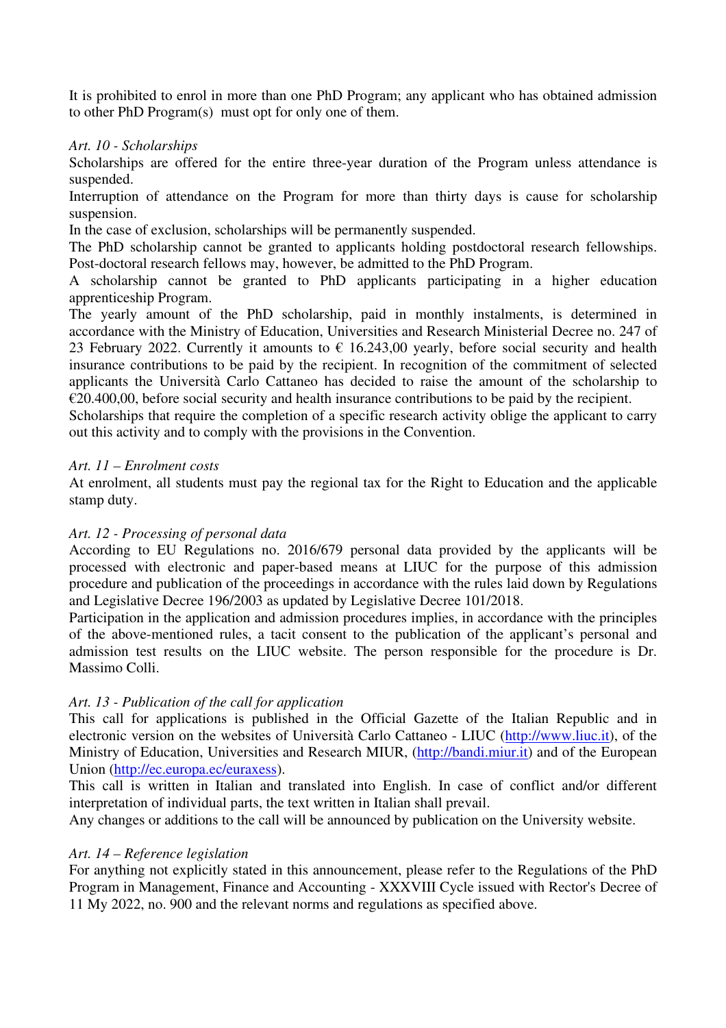It is prohibited to enrol in more than one PhD Program; any applicant who has obtained admission to other PhD Program(s) must opt for only one of them.

*Art. 10 - Scholarships*

Scholarships are offered for the entire three-year duration of the Program unless attendance is suspended.

Interruption of attendance on the Program for more than thirty days is cause for scholarship suspension.

In the case of exclusion, scholarships will be permanently suspended.

The PhD scholarship cannot be granted to applicants holding postdoctoral research fellowships. Post-doctoral research fellows may, however, be admitted to the PhD Program.

A scholarship cannot be granted to PhD applicants participating in a higher education apprenticeship Program.

The yearly amount of the PhD scholarship, paid in monthly instalments, is determined in accordance with the Ministry of Education, Universities and Research Ministerial Decree no. 247 of 23 February 2022. Currently it amounts to € 16.243,00 yearly, before social security and health insurance contributions to be paid by the recipient. In recognition of the commitment of selected applicants the Università Carlo Cattaneo has decided to raise the amount of the scholarship to €20.400,00, before social security and health insurance contributions to be paid by the recipient.

Scholarships that require the completion of a specific research activity oblige the applicant to carry out this activity and to comply with the provisions in the Convention.

*Art. 11 – Enrolment costs*

At enrolment, all students must pay the regional tax for the Right to Education and the applicable stamp duty.

*Art. 12 - Processing of personal data*

According to EU Regulations no. 2016/679 personal data provided by the applicants will be processed with electronic and paper-based means at LIUC for the purpose of this admission procedure and publication of the proceedings in accordance with the rules laid down by Regulations and Legislative Decree 196/2003 as updated by Legislative Decree 101/2018.

Participation in the application and admission procedures implies, in accordance with the principles of the above-mentioned rules, a tacit consent to the publication of the applicant's personal and admission test results on the LIUC website. The person responsible for the procedure is Dr. Massimo Colli.

*Art. 13 - Publication of the call for application*

This call for applications is published in the Official Gazette of the Italian Republic and in electronic version on the websites of Università Carlo Cattaneo - LIUC ([http://www.liuc.it](http://www.liuc.it)), of the Ministry of Education, Universities and Research MIUR, ([http://bandi.miur.it](http://bandi.miur.it)) and of the European Union ([http://ec.europa.ec/euraxess](http://ec.europa.ec/euraxess)).

This call is written in Italian and translated into English. In case of conflict and/or different interpretation of individual parts, the text written in Italian shall prevail.

Any changes or additions to the call will be announced by publication on the University website.

*Art. 14 – Reference legislation*

For anything not explicitly stated in this announcement, please refer to the Regulations of the PhD Program in Management, Finance and Accounting - XXXVIII Cycle issued with Rector's Decree of 11 My 2022, no. 900 and the relevant norms and regulations as specified above.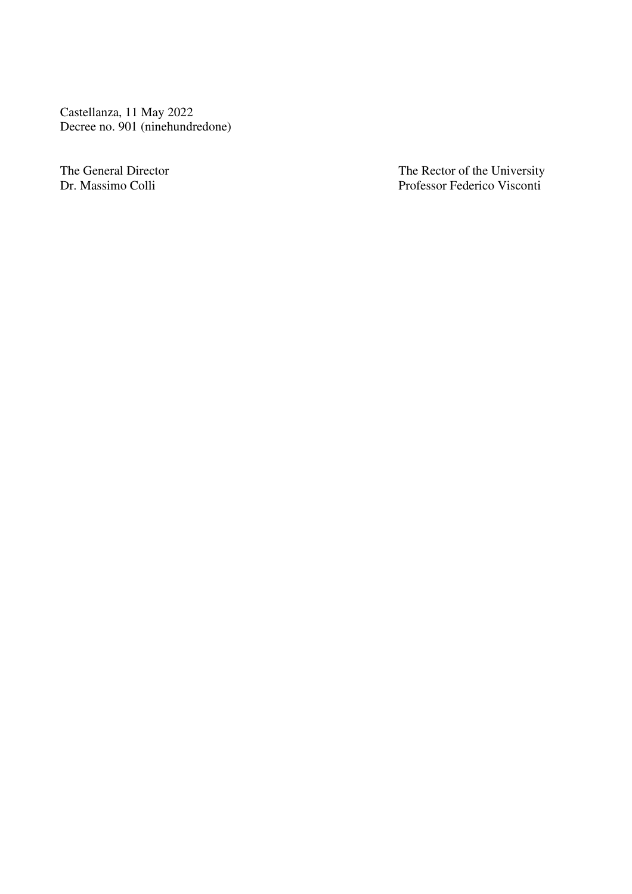Castellanza, 11 May 2022
Decree no. 901 (ninehundredone)

The General Director
Dr. Massimo Colli

The Rector of the University
Professor Federico Visconti